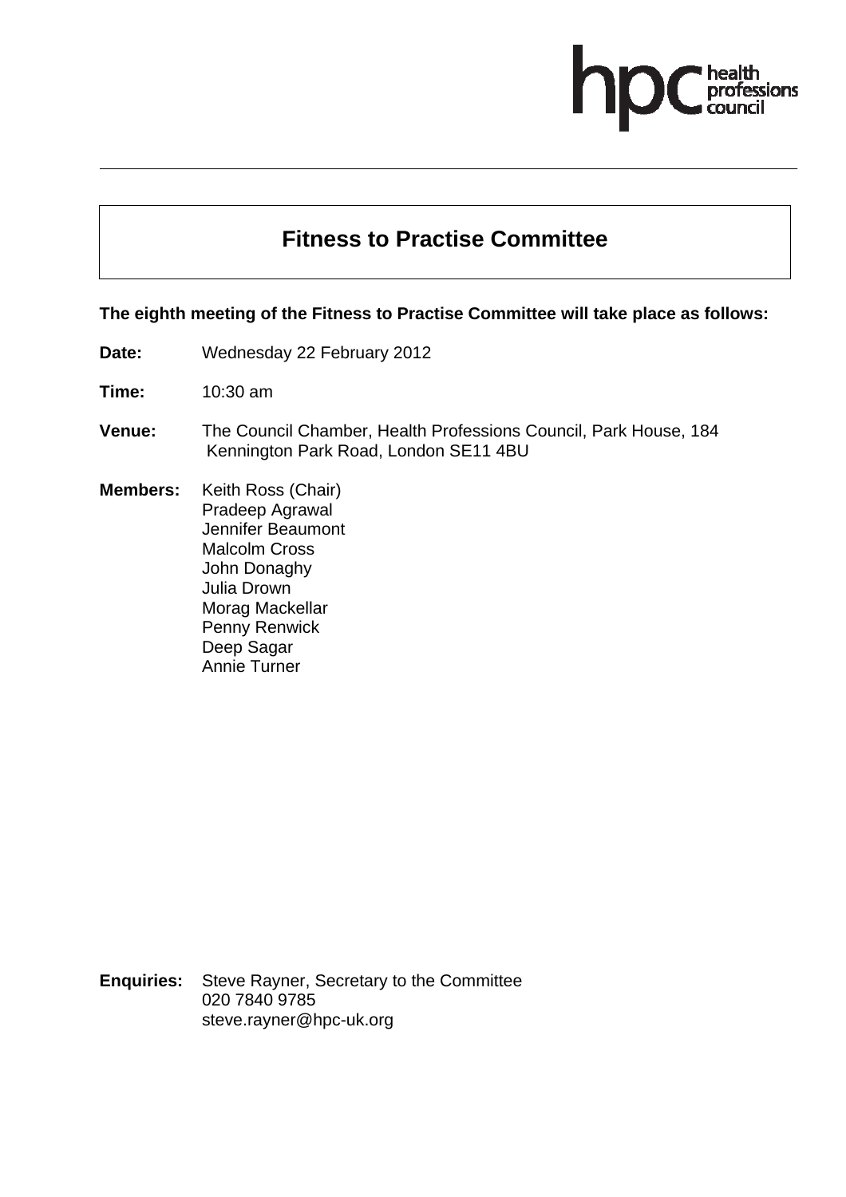# Fitness to Practise Committee

**The eighth meeting of the Fitness to Practise Committee will take place as follows:**

**Date:** Wednesday 22 February 2012

**Time:** 10:30 am

**Venue:** The Council Chamber, Health Professions Council, Park House, 184 Kennington Park Road, London SE11 4BU

**Members:** Keith Ross (Chair)
Pradeep Agrawal
Jennifer Beaumont
Malcolm Cross
John Donaghy
Julia Drown
Morag Mackellar
Penny Renwick
Deep Sagar
Annie Turner

**Enquiries:** Steve Rayner, Secretary to the Committee
020 7840 9785
steve.rayner@hpc-uk.org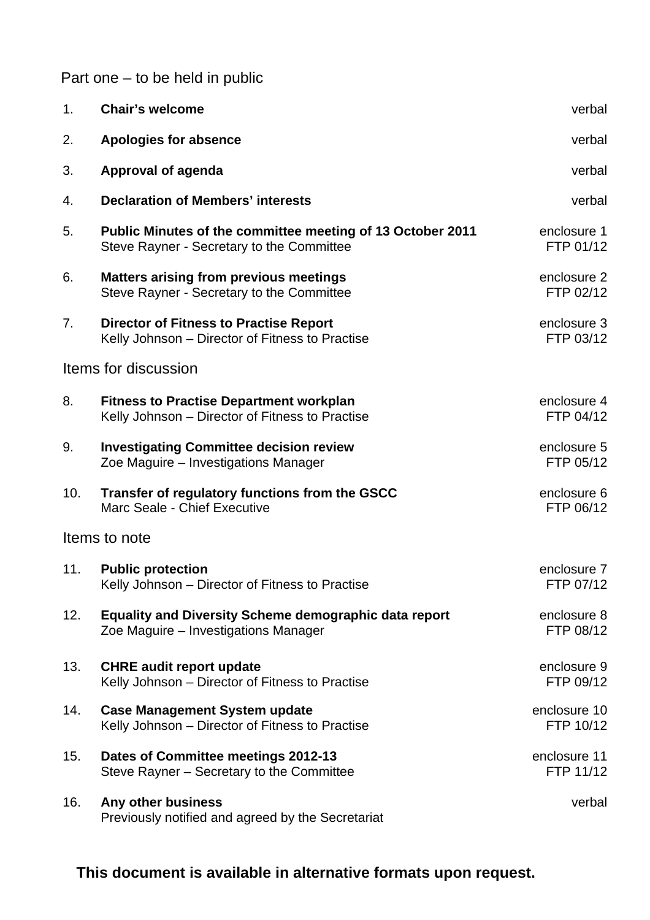Part one – to be held in public

| | | |
|---|---|---|
| 1. | **Chair's welcome** | verbal |
| 2. | **Apologies for absence** | verbal |
| 3. | **Approval of agenda** | verbal |
| 4. | **Declaration of Members' interests** | verbal |
| 5. | **Public Minutes of the committee meeting of 13 October 2011**<br>Steve Rayner - Secretary to the Committee | enclosure 1<br>FTP 01/12 |
| 6. | **Matters arising from previous meetings**<br>Steve Rayner - Secretary to the Committee | enclosure 2<br>FTP 02/12 |
| 7. | **Director of Fitness to Practise Report**<br>Kelly Johnson – Director of Fitness to Practise | enclosure 3<br>FTP 03/12 |

Items for discussion

| | | |
|---|---|---|
| 8. | **Fitness to Practise Department workplan**<br>Kelly Johnson – Director of Fitness to Practise | enclosure 4<br>FTP 04/12 |
| 9. | **Investigating Committee decision review**<br>Zoe Maguire – Investigations Manager | enclosure 5<br>FTP 05/12 |
| 10. | **Transfer of regulatory functions from the GSCC**<br>Marc Seale - Chief Executive | enclosure 6<br>FTP 06/12 |

Items to note

| | | |
|---|---|---|
| 11. | **Public protection**<br>Kelly Johnson – Director of Fitness to Practise | enclosure 7<br>FTP 07/12 |
| 12. | **Equality and Diversity Scheme demographic data report**<br>Zoe Maguire – Investigations Manager | enclosure 8<br>FTP 08/12 |
| 13. | **CHRE audit report update**<br>Kelly Johnson – Director of Fitness to Practise | enclosure 9<br>FTP 09/12 |
| 14. | **Case Management System update**<br>Kelly Johnson – Director of Fitness to Practise | enclosure 10<br>FTP 10/12 |
| 15. | **Dates of Committee meetings 2012-13**<br>Steve Rayner – Secretary to the Committee | enclosure 11<br>FTP 11/12 |
| 16. | **Any other business**<br>Previously notified and agreed by the Secretariat | verbal |

**This document is available in alternative formats upon request.**